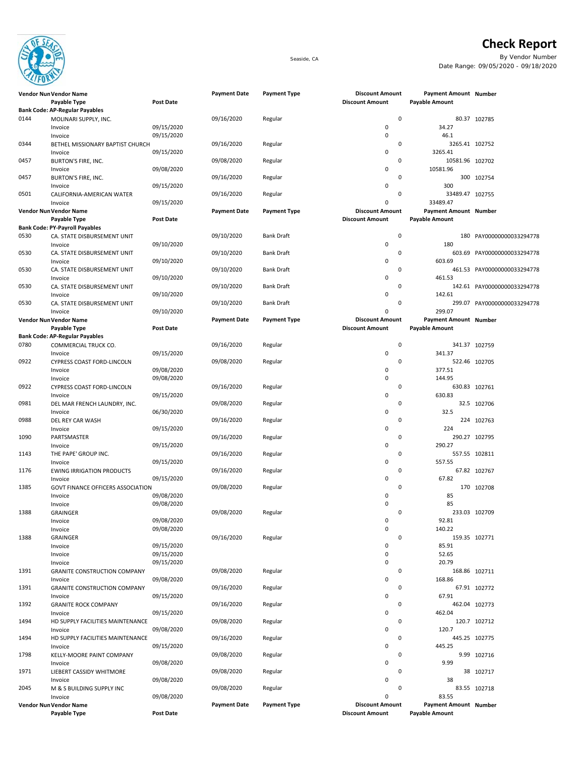# Check Report

Seaside, CA

By Vendor Number

Date Range: 09/05/2020 - 09/18/2020

| Vendor Number | Vendor Name | Post Date | Payment Date | Payment Type | Discount Amount | Payment Amount | Number |
|---|---|---|---|---|---|---|---|
| | Payable Type | Post Date | | | Discount Amount | Payable Amount | |
| **Bank Code: AP-Regular Payables** | | | | | | | |
| 0144 | MOLINARI SUPPLY, INC. | | 09/16/2020 | Regular | 0 | 80.37 | 102785 |
| | Invoice | 09/15/2020 | | | 0 | 34.27 | |
| | Invoice | 09/15/2020 | | | 0 | 46.1 | |
| 0344 | BETHEL MISSIONARY BAPTIST CHURCH | | 09/16/2020 | Regular | 0 | 3265.41 | 102752 |
| | Invoice | 09/15/2020 | | | 0 | 3265.41 | |
| 0457 | BURTON'S FIRE, INC. | | 09/08/2020 | Regular | 0 | 10581.96 | 102702 |
| | Invoice | 09/08/2020 | | | 0 | 10581.96 | |
| 0457 | BURTON'S FIRE, INC. | | 09/16/2020 | Regular | 0 | 300 | 102754 |
| | Invoice | 09/15/2020 | | | 0 | 300 | |
| 0501 | CALIFORNIA-AMERICAN WATER | | 09/16/2020 | Regular | 0 | 33489.47 | 102755 |
| | Invoice | 09/15/2020 | | | 0 | 33489.47 | |

| Vendor Number | Vendor Name | Post Date | Payment Date | Payment Type | Discount Amount | Payment Amount | Number |
|---|---|---|---|---|---|---|---|
| | Payable Type | Post Date | | | Discount Amount | Payable Amount | |
| **Bank Code: PY-Payroll Payables** | | | | | | | |
| 0530 | CA. STATE DISBURSEMENT UNIT | | 09/10/2020 | Bank Draft | 0 | 180 | PAY00000000033294778 |
| | Invoice | 09/10/2020 | | | 0 | 180 | |
| 0530 | CA. STATE DISBURSEMENT UNIT | | 09/10/2020 | Bank Draft | 0 | 603.69 | PAY00000000033294778 |
| | Invoice | 09/10/2020 | | | 0 | 603.69 | |
| 0530 | CA. STATE DISBURSEMENT UNIT | | 09/10/2020 | Bank Draft | 0 | 461.53 | PAY00000000033294778 |
| | Invoice | 09/10/2020 | | | 0 | 461.53 | |
| 0530 | CA. STATE DISBURSEMENT UNIT | | 09/10/2020 | Bank Draft | 0 | 142.61 | PAY00000000033294778 |
| | Invoice | 09/10/2020 | | | 0 | 142.61 | |
| 0530 | CA. STATE DISBURSEMENT UNIT | | 09/10/2020 | Bank Draft | 0 | 299.07 | PAY00000000033294778 |
| | Invoice | 09/10/2020 | | | 0 | 299.07 | |

| Vendor Number | Vendor Name | Post Date | Payment Date | Payment Type | Discount Amount | Payment Amount | Number |
|---|---|---|---|---|---|---|---|
| | Payable Type | Post Date | | | Discount Amount | Payable Amount | |
| **Bank Code: AP-Regular Payables** | | | | | | | |
| 0780 | COMMERCIAL TRUCK CO. | | 09/16/2020 | Regular | 0 | 341.37 | 102759 |
| | Invoice | 09/15/2020 | | | 0 | 341.37 | |
| 0922 | CYPRESS COAST FORD-LINCOLN | | 09/08/2020 | Regular | 0 | 522.46 | 102705 |
| | Invoice | 09/08/2020 | | | 0 | 377.51 | |
| | Invoice | 09/08/2020 | | | 0 | 144.95 | |
| 0922 | CYPRESS COAST FORD-LINCOLN | | 09/16/2020 | Regular | 0 | 630.83 | 102761 |
| | Invoice | 09/15/2020 | | | 0 | 630.83 | |
| 0981 | DEL MAR FRENCH LAUNDRY, INC. | | 09/08/2020 | Regular | 0 | 32.5 | 102706 |
| | Invoice | 06/30/2020 | | | 0 | 32.5 | |
| 0988 | DEL REY CAR WASH | | 09/16/2020 | Regular | 0 | 224 | 102763 |
| | Invoice | 09/15/2020 | | | 0 | 224 | |
| 1090 | PARTSMASTER | | 09/16/2020 | Regular | 0 | 290.27 | 102795 |
| | Invoice | 09/15/2020 | | | 0 | 290.27 | |
| 1143 | THE PAPE' GROUP INC. | | 09/16/2020 | Regular | 0 | 557.55 | 102811 |
| | Invoice | 09/15/2020 | | | 0 | 557.55 | |
| 1176 | EWING IRRIGATION PRODUCTS | | 09/16/2020 | Regular | 0 | 67.82 | 102767 |
| | Invoice | 09/15/2020 | | | 0 | 67.82 | |
| 1385 | GOVT FINANCE OFFICERS ASSOCIATION | | 09/08/2020 | Regular | 0 | 170 | 102708 |
| | Invoice | 09/08/2020 | | | 0 | 85 | |
| | Invoice | 09/08/2020 | | | 0 | 85 | |
| 1388 | GRAINGER | | 09/08/2020 | Regular | 0 | 233.03 | 102709 |
| | Invoice | 09/08/2020 | | | 0 | 92.81 | |
| | Invoice | 09/08/2020 | | | 0 | 140.22 | |
| 1388 | GRAINGER | | 09/16/2020 | Regular | 0 | 159.35 | 102771 |
| | Invoice | 09/15/2020 | | | 0 | 85.91 | |
| | Invoice | 09/15/2020 | | | 0 | 52.65 | |
| | Invoice | 09/15/2020 | | | 0 | 20.79 | |
| 1391 | GRANITE CONSTRUCTION COMPANY | | 09/08/2020 | Regular | 0 | 168.86 | 102711 |
| | Invoice | 09/08/2020 | | | 0 | 168.86 | |
| 1391 | GRANITE CONSTRUCTION COMPANY | | 09/16/2020 | Regular | 0 | 67.91 | 102772 |
| | Invoice | 09/15/2020 | | | 0 | 67.91 | |
| 1392 | GRANITE ROCK COMPANY | | 09/16/2020 | Regular | 0 | 462.04 | 102773 |
| | Invoice | 09/15/2020 | | | 0 | 462.04 | |
| 1494 | HD SUPPLY FACILITIES MAINTENANCE | | 09/08/2020 | Regular | 0 | 120.7 | 102712 |
| | Invoice | 09/08/2020 | | | 0 | 120.7 | |
| 1494 | HD SUPPLY FACILITIES MAINTENANCE | | 09/16/2020 | Regular | 0 | 445.25 | 102775 |
| | Invoice | 09/15/2020 | | | 0 | 445.25 | |
| 1798 | KELLY-MOORE PAINT COMPANY | | 09/08/2020 | Regular | 0 | 9.99 | 102716 |
| | Invoice | 09/08/2020 | | | 0 | 9.99 | |
| 1971 | LIEBERT CASSIDY WHITMORE | | 09/08/2020 | Regular | 0 | 38 | 102717 |
| | Invoice | 09/08/2020 | | | 0 | 38 | |
| 2045 | M & S BUILDING SUPPLY INC | | 09/08/2020 | Regular | 0 | 83.55 | 102718 |
| | Invoice | 09/08/2020 | | | 0 | 83.55 | |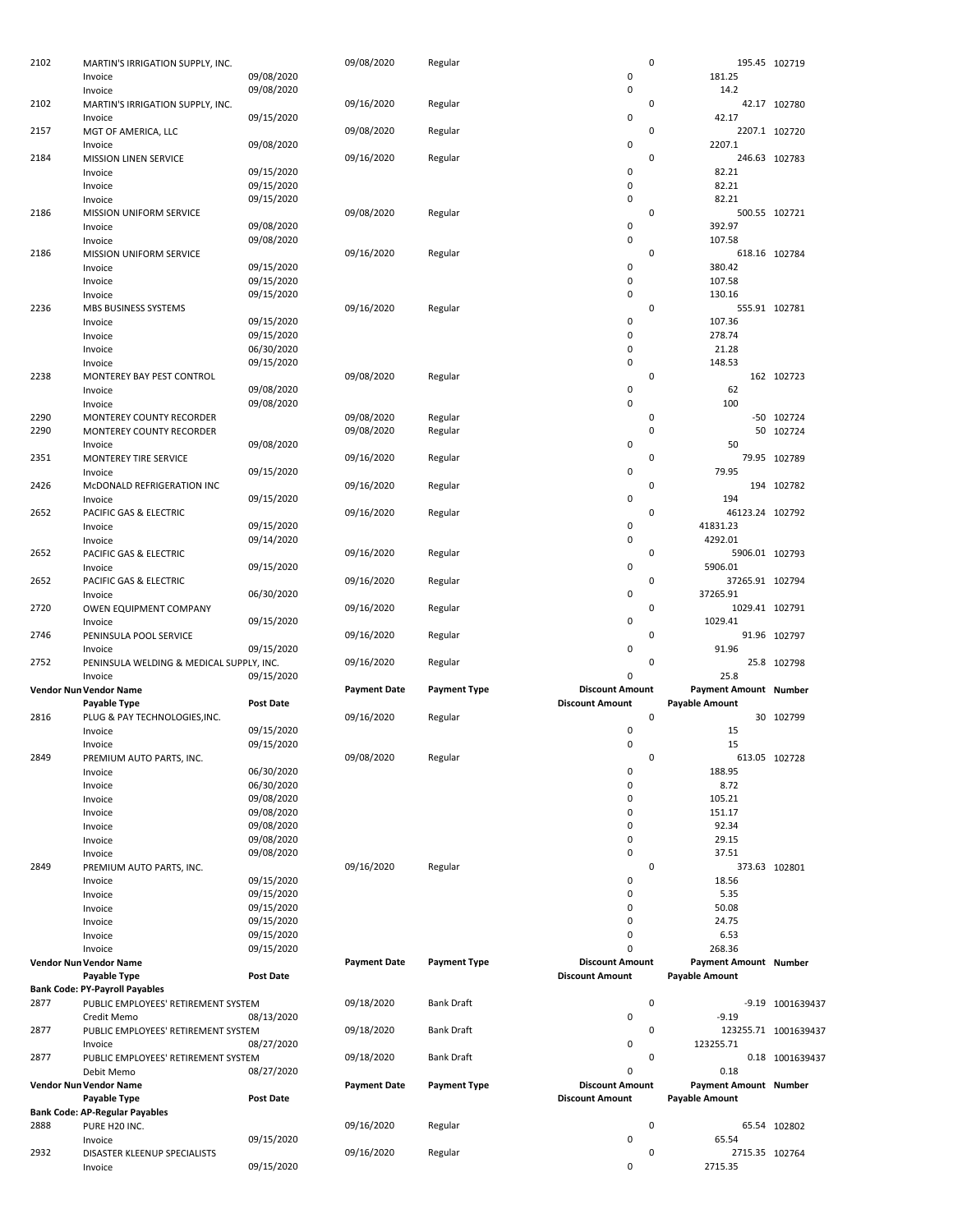| Vendor Number | Vendor Name | | Payment Date | Payment Type | Discount Amount | Payment Amount | Number |
|---|---|---|---|---|---|---|---|
| | Payable Type | Post Date | | | Discount Amount | Payable Amount | |
| 2102 | MARTIN'S IRRIGATION SUPPLY, INC. | | 09/08/2020 | Regular | 0 | 195.45 | 102719 |
| | Invoice | 09/08/2020 | | | 0 | 181.25 | |
| | Invoice | 09/08/2020 | | | 0 | 14.2 | |
| 2102 | MARTIN'S IRRIGATION SUPPLY, INC. | | 09/16/2020 | Regular | 0 | 42.17 | 102780 |
| | Invoice | 09/15/2020 | | | 0 | 42.17 | |
| 2157 | MGT OF AMERICA, LLC | | 09/08/2020 | Regular | 0 | 2207.1 | 102720 |
| | Invoice | 09/08/2020 | | | 0 | 2207.1 | |
| 2184 | MISSION LINEN SERVICE | | 09/16/2020 | Regular | 0 | 246.63 | 102783 |
| | Invoice | 09/15/2020 | | | 0 | 82.21 | |
| | Invoice | 09/15/2020 | | | 0 | 82.21 | |
| | Invoice | 09/15/2020 | | | 0 | 82.21 | |
| 2186 | MISSION UNIFORM SERVICE | | 09/08/2020 | Regular | 0 | 500.55 | 102721 |
| | Invoice | 09/08/2020 | | | 0 | 392.97 | |
| | Invoice | 09/08/2020 | | | 0 | 107.58 | |
| 2186 | MISSION UNIFORM SERVICE | | 09/16/2020 | Regular | 0 | 618.16 | 102784 |
| | Invoice | 09/15/2020 | | | 0 | 380.42 | |
| | Invoice | 09/15/2020 | | | 0 | 107.58 | |
| | Invoice | 09/15/2020 | | | 0 | 130.16 | |
| 2236 | MBS BUSINESS SYSTEMS | | 09/16/2020 | Regular | 0 | 555.91 | 102781 |
| | Invoice | 09/15/2020 | | | 0 | 107.36 | |
| | Invoice | 09/15/2020 | | | 0 | 278.74 | |
| | Invoice | 06/30/2020 | | | 0 | 21.28 | |
| | Invoice | 09/15/2020 | | | 0 | 148.53 | |
| 2238 | MONTEREY BAY PEST CONTROL | | 09/08/2020 | Regular | 0 | 162 | 102723 |
| | Invoice | 09/08/2020 | | | 0 | 62 | |
| | Invoice | 09/08/2020 | | | 0 | 100 | |
| 2290 | MONTEREY COUNTY RECORDER | | 09/08/2020 | Regular | 0 | -50 | 102724 |
| 2290 | MONTEREY COUNTY RECORDER | | 09/08/2020 | Regular | 0 | 50 | 102724 |
| | Invoice | 09/08/2020 | | | 0 | 50 | |
| 2351 | MONTEREY TIRE SERVICE | | 09/16/2020 | Regular | 0 | 79.95 | 102789 |
| | Invoice | 09/15/2020 | | | 0 | 79.95 | |
| 2426 | McDONALD REFRIGERATION INC | | 09/16/2020 | Regular | 0 | 194 | 102782 |
| | Invoice | 09/15/2020 | | | 0 | 194 | |
| 2652 | PACIFIC GAS & ELECTRIC | | 09/16/2020 | Regular | 0 | 46123.24 | 102792 |
| | Invoice | 09/15/2020 | | | 0 | 41831.23 | |
| | Invoice | 09/14/2020 | | | 0 | 4292.01 | |
| 2652 | PACIFIC GAS & ELECTRIC | | 09/16/2020 | Regular | 0 | 5906.01 | 102793 |
| | Invoice | 09/15/2020 | | | 0 | 5906.01 | |
| 2652 | PACIFIC GAS & ELECTRIC | | 09/16/2020 | Regular | 0 | 37265.91 | 102794 |
| | Invoice | 06/30/2020 | | | 0 | 37265.91 | |
| 2720 | OWEN EQUIPMENT COMPANY | | 09/16/2020 | Regular | 0 | 1029.41 | 102791 |
| | Invoice | 09/15/2020 | | | 0 | 1029.41 | |
| 2746 | PENINSULA POOL SERVICE | | 09/16/2020 | Regular | 0 | 91.96 | 102797 |
| | Invoice | 09/15/2020 | | | 0 | 91.96 | |
| 2752 | PENINSULA WELDING & MEDICAL SUPPLY, INC. | | 09/16/2020 | Regular | 0 | 25.8 | 102798 |
| | Invoice | 09/15/2020 | | | 0 | 25.8 | |
| **Vendor Number** | **Vendor Name** | | **Payment Date** | **Payment Type** | **Discount Amount** | **Payment Amount** | **Number** |
| | **Payable Type** | **Post Date** | | | **Discount Amount** | **Payable Amount** | |
| 2816 | PLUG & PAY TECHNOLOGIES,INC. | | 09/16/2020 | Regular | 0 | 30 | 102799 |
| | Invoice | 09/15/2020 | | | 0 | 15 | |
| | Invoice | 09/15/2020 | | | 0 | 15 | |
| 2849 | PREMIUM AUTO PARTS, INC. | | 09/08/2020 | Regular | 0 | 613.05 | 102728 |
| | Invoice | 06/30/2020 | | | 0 | 188.95 | |
| | Invoice | 06/30/2020 | | | 0 | 8.72 | |
| | Invoice | 09/08/2020 | | | 0 | 105.21 | |
| | Invoice | 09/08/2020 | | | 0 | 151.17 | |
| | Invoice | 09/08/2020 | | | 0 | 92.34 | |
| | Invoice | 09/08/2020 | | | 0 | 29.15 | |
| | Invoice | 09/08/2020 | | | 0 | 37.51 | |
| 2849 | PREMIUM AUTO PARTS, INC. | | 09/16/2020 | Regular | 0 | 373.63 | 102801 |
| | Invoice | 09/15/2020 | | | 0 | 18.56 | |
| | Invoice | 09/15/2020 | | | 0 | 5.35 | |
| | Invoice | 09/15/2020 | | | 0 | 50.08 | |
| | Invoice | 09/15/2020 | | | 0 | 24.75 | |
| | Invoice | 09/15/2020 | | | 0 | 6.53 | |
| | Invoice | 09/15/2020 | | | 0 | 268.36 | |
| **Vendor Number** | **Vendor Name** | | **Payment Date** | **Payment Type** | **Discount Amount** | **Payment Amount** | **Number** |
| | **Payable Type** | **Post Date** | | | **Discount Amount** | **Payable Amount** | |
| **Bank Code: PY-Payroll Payables** | | | | | | | |
| 2877 | PUBLIC EMPLOYEES' RETIREMENT SYSTEM | | 09/18/2020 | Bank Draft | 0 | -9.19 | 1001639437 |
| | Credit Memo | 08/13/2020 | | | 0 | -9.19 | |
| 2877 | PUBLIC EMPLOYEES' RETIREMENT SYSTEM | | 09/18/2020 | Bank Draft | 0 | 123255.71 | 1001639437 |
| | Invoice | 08/27/2020 | | | 0 | 123255.71 | |
| 2877 | PUBLIC EMPLOYEES' RETIREMENT SYSTEM | | 09/18/2020 | Bank Draft | 0 | 0.18 | 1001639437 |
| | Debit Memo | 08/27/2020 | | | 0 | 0.18 | |
| **Vendor Number** | **Vendor Name** | | **Payment Date** | **Payment Type** | **Discount Amount** | **Payment Amount** | **Number** |
| | **Payable Type** | **Post Date** | | | **Discount Amount** | **Payable Amount** | |
| **Bank Code: AP-Regular Payables** | | | | | | | |
| 2888 | PURE H20 INC. | | 09/16/2020 | Regular | 0 | 65.54 | 102802 |
| | Invoice | 09/15/2020 | | | 0 | 65.54 | |
| 2932 | DISASTER KLEENUP SPECIALISTS | | 09/16/2020 | Regular | 0 | 2715.35 | 102764 |
| | Invoice | 09/15/2020 | | | 0 | 2715.35 | |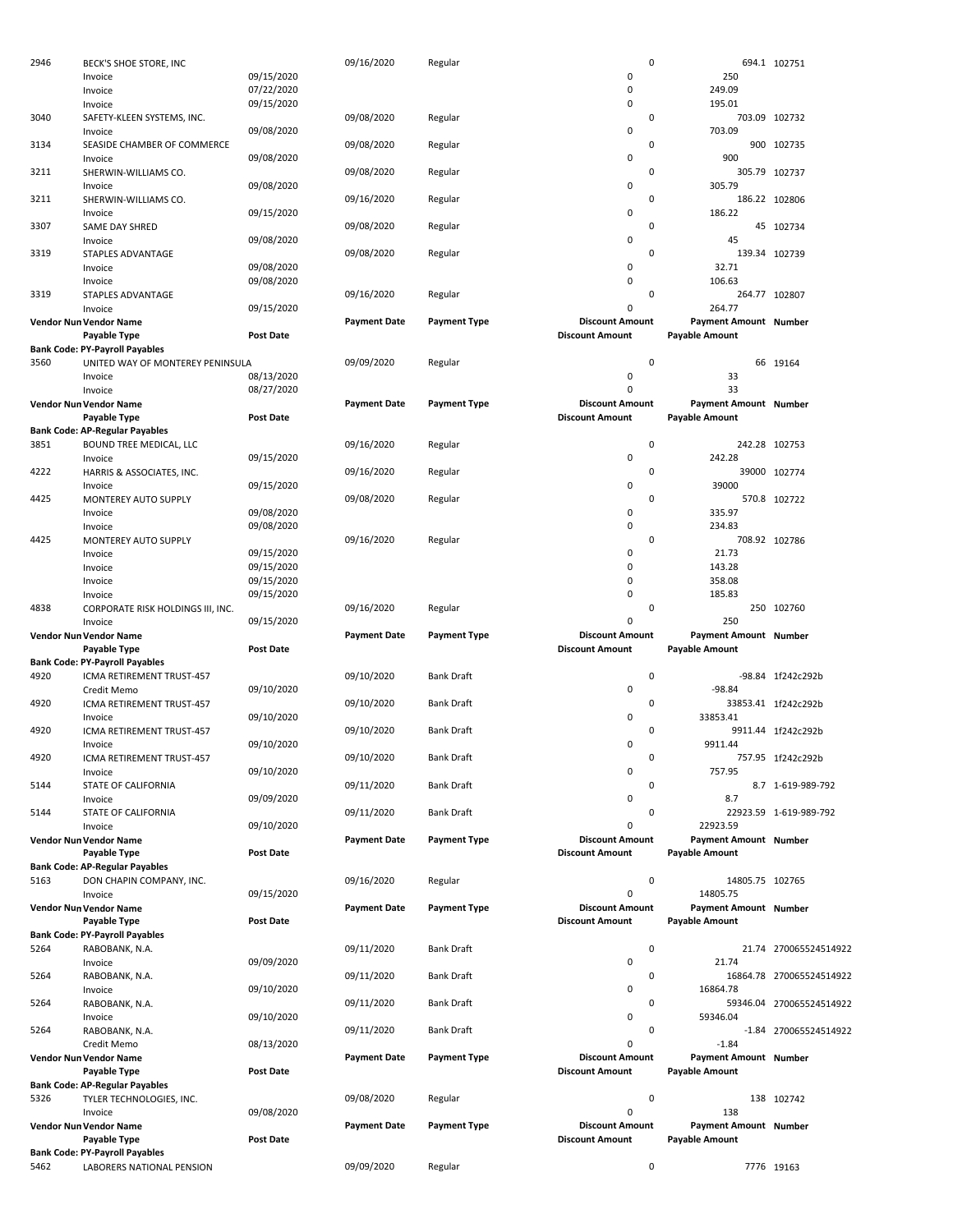| Vendor Number | Vendor Name | Post Date | Payment Date | Payment Type | Discount Amount | Payment Amount | Number |
|---|---|---|---|---|---|---|---|
| 2946 | BECK'S SHOE STORE, INC | | 09/16/2020 | Regular | 0 | 694.1 | 102751 |
| | Invoice | 09/15/2020 | | | 0 | 250 | |
| | Invoice | 07/22/2020 | | | 0 | 249.09 | |
| | Invoice | 09/15/2020 | | | 0 | 195.01 | |
| 3040 | SAFETY-KLEEN SYSTEMS, INC. | | 09/08/2020 | Regular | 0 | 703.09 | 102732 |
| | Invoice | 09/08/2020 | | | 0 | 703.09 | |
| 3134 | SEASIDE CHAMBER OF COMMERCE | | 09/08/2020 | Regular | 0 | 900 | 102735 |
| | Invoice | 09/08/2020 | | | 0 | 900 | |
| 3211 | SHERWIN-WILLIAMS CO. | | 09/08/2020 | Regular | 0 | 305.79 | 102737 |
| | Invoice | 09/08/2020 | | | 0 | 305.79 | |
| 3211 | SHERWIN-WILLIAMS CO. | | 09/16/2020 | Regular | 0 | 186.22 | 102806 |
| | Invoice | 09/15/2020 | | | 0 | 186.22 | |
| 3307 | SAME DAY SHRED | | 09/08/2020 | Regular | 0 | 45 | 102734 |
| | Invoice | 09/08/2020 | | | 0 | 45 | |
| 3319 | STAPLES ADVANTAGE | | 09/08/2020 | Regular | 0 | 139.34 | 102739 |
| | Invoice | 09/08/2020 | | | 0 | 32.71 | |
| | Invoice | 09/08/2020 | | | 0 | 106.63 | |
| 3319 | STAPLES ADVANTAGE | | 09/16/2020 | Regular | 0 | 264.77 | 102807 |
| | Invoice | 09/15/2020 | | | 0 | 264.77 | |
| **Vendor Number** | **Vendor Name** | | **Payment Date** | **Payment Type** | **Discount Amount** | **Payment Amount** | **Number** |
| | **Payable Type** | **Post Date** | | | **Discount Amount** | **Payable Amount** | |
| **Bank Code: PY-Payroll Payables** | | | | | | | |
| 3560 | UNITED WAY OF MONTEREY PENINSULA | | 09/09/2020 | Regular | 0 | 66 | 19164 |
| | Invoice | 08/13/2020 | | | 0 | 33 | |
| | Invoice | 08/27/2020 | | | 0 | 33 | |
| **Vendor Number** | **Vendor Name** | | **Payment Date** | **Payment Type** | **Discount Amount** | **Payment Amount** | **Number** |
| | **Payable Type** | **Post Date** | | | **Discount Amount** | **Payable Amount** | |
| **Bank Code: AP-Regular Payables** | | | | | | | |
| 3851 | BOUND TREE MEDICAL, LLC | | 09/16/2020 | Regular | 0 | 242.28 | 102753 |
| | Invoice | 09/15/2020 | | | 0 | 242.28 | |
| 4222 | HARRIS & ASSOCIATES, INC. | | 09/16/2020 | Regular | 0 | 39000 | 102774 |
| | Invoice | 09/15/2020 | | | 0 | 39000 | |
| 4425 | MONTEREY AUTO SUPPLY | | 09/08/2020 | Regular | 0 | 570.8 | 102722 |
| | Invoice | 09/08/2020 | | | 0 | 335.97 | |
| | Invoice | 09/08/2020 | | | 0 | 234.83 | |
| 4425 | MONTEREY AUTO SUPPLY | | 09/16/2020 | Regular | 0 | 708.92 | 102786 |
| | Invoice | 09/15/2020 | | | 0 | 21.73 | |
| | Invoice | 09/15/2020 | | | 0 | 143.28 | |
| | Invoice | 09/15/2020 | | | 0 | 358.08 | |
| | Invoice | 09/15/2020 | | | 0 | 185.83 | |
| 4838 | CORPORATE RISK HOLDINGS III, INC. | | 09/16/2020 | Regular | 0 | 250 | 102760 |
| | Invoice | 09/15/2020 | | | 0 | 250 | |
| **Vendor Number** | **Vendor Name** | | **Payment Date** | **Payment Type** | **Discount Amount** | **Payment Amount** | **Number** |
| | **Payable Type** | **Post Date** | | | **Discount Amount** | **Payable Amount** | |
| **Bank Code: PY-Payroll Payables** | | | | | | | |
| 4920 | ICMA RETIREMENT TRUST-457 | | 09/10/2020 | Bank Draft | 0 | -98.84 | 1f242c292b |
| | Credit Memo | 09/10/2020 | | | 0 | -98.84 | |
| 4920 | ICMA RETIREMENT TRUST-457 | | 09/10/2020 | Bank Draft | 0 | 33853.41 | 1f242c292b |
| | Invoice | 09/10/2020 | | | 0 | 33853.41 | |
| 4920 | ICMA RETIREMENT TRUST-457 | | 09/10/2020 | Bank Draft | 0 | 9911.44 | 1f242c292b |
| | Invoice | 09/10/2020 | | | 0 | 9911.44 | |
| 4920 | ICMA RETIREMENT TRUST-457 | | 09/10/2020 | Bank Draft | 0 | 757.95 | 1f242c292b |
| | Invoice | 09/10/2020 | | | 0 | 757.95 | |
| 5144 | STATE OF CALIFORNIA | | 09/11/2020 | Bank Draft | 0 | 8.7 | 1-619-989-792 |
| | Invoice | 09/09/2020 | | | 0 | 8.7 | |
| 5144 | STATE OF CALIFORNIA | | 09/11/2020 | Bank Draft | 0 | 22923.59 | 1-619-989-792 |
| | Invoice | 09/10/2020 | | | 0 | 22923.59 | |
| **Vendor Number** | **Vendor Name** | | **Payment Date** | **Payment Type** | **Discount Amount** | **Payment Amount** | **Number** |
| | **Payable Type** | **Post Date** | | | **Discount Amount** | **Payable Amount** | |
| **Bank Code: AP-Regular Payables** | | | | | | | |
| 5163 | DON CHAPIN COMPANY, INC. | | 09/16/2020 | Regular | 0 | 14805.75 | 102765 |
| | Invoice | 09/15/2020 | | | 0 | 14805.75 | |
| **Vendor Number** | **Vendor Name** | | **Payment Date** | **Payment Type** | **Discount Amount** | **Payment Amount** | **Number** |
| | **Payable Type** | **Post Date** | | | **Discount Amount** | **Payable Amount** | |
| **Bank Code: PY-Payroll Payables** | | | | | | | |
| 5264 | RABOBANK, N.A. | | 09/11/2020 | Bank Draft | 0 | 21.74 | 270065524514922 |
| | Invoice | 09/09/2020 | | | 0 | 21.74 | |
| 5264 | RABOBANK, N.A. | | 09/11/2020 | Bank Draft | 0 | 16864.78 | 270065524514922 |
| | Invoice | 09/10/2020 | | | 0 | 16864.78 | |
| 5264 | RABOBANK, N.A. | | 09/11/2020 | Bank Draft | 0 | 59346.04 | 270065524514922 |
| | Invoice | 09/10/2020 | | | 0 | 59346.04 | |
| 5264 | RABOBANK, N.A. | | 09/11/2020 | Bank Draft | 0 | -1.84 | 270065524514922 |
| | Credit Memo | 08/13/2020 | | | 0 | -1.84 | |
| **Vendor Number** | **Vendor Name** | | **Payment Date** | **Payment Type** | **Discount Amount** | **Payment Amount** | **Number** |
| | **Payable Type** | **Post Date** | | | **Discount Amount** | **Payable Amount** | |
| **Bank Code: AP-Regular Payables** | | | | | | | |
| 5326 | TYLER TECHNOLOGIES, INC. | | 09/08/2020 | Regular | 0 | 138 | 102742 |
| | Invoice | 09/08/2020 | | | 0 | 138 | |
| **Vendor Number** | **Vendor Name** | | **Payment Date** | **Payment Type** | **Discount Amount** | **Payment Amount** | **Number** |
| | **Payable Type** | **Post Date** | | | **Discount Amount** | **Payable Amount** | |
| **Bank Code: PY-Payroll Payables** | | | | | | | |
| 5462 | LABORERS NATIONAL PENSION | | 09/09/2020 | Regular | 0 | 7776 | 19163 |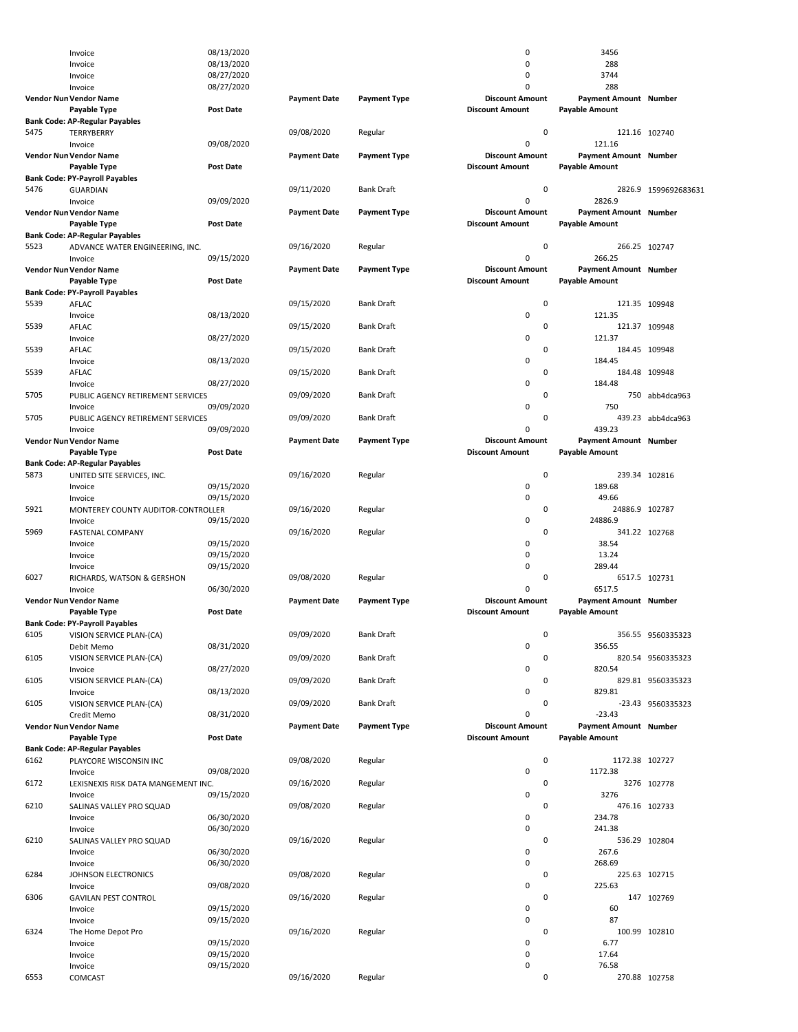| Vendor Number | Vendor Name | | Payment Date | Payment Type | Discount Amount | Payment Amount | Number |
|---|---|---|---|---|---|---|---|
| | Payable Type | Post Date | | | Discount Amount | Payable Amount | |
| | Invoice | 08/13/2020 | | | 0 | 3456 | |
| | Invoice | 08/13/2020 | | | 0 | 288 | |
| | Invoice | 08/27/2020 | | | 0 | 3744 | |
| | Invoice | 08/27/2020 | | | 0 | 288 | |
| **Vendor Number** | **Vendor Name** | | **Payment Date** | **Payment Type** | **Discount Amount** | **Payment Amount** | **Number** |
| | **Payable Type** | **Post Date** | | | **Discount Amount** | **Payable Amount** | |
| **Bank Code: AP-Regular Payables** | | | | | | | |
| 5475 | TERRYBERRY | | 09/08/2020 | Regular | 0 | 121.16 | 102740 |
| | Invoice | 09/08/2020 | | | 0 | 121.16 | |
| **Vendor Number** | **Vendor Name** | | **Payment Date** | **Payment Type** | **Discount Amount** | **Payment Amount** | **Number** |
| | **Payable Type** | **Post Date** | | | **Discount Amount** | **Payable Amount** | |
| **Bank Code: PY-Payroll Payables** | | | | | | | |
| 5476 | GUARDIAN | | 09/11/2020 | Bank Draft | 0 | 2826.9 | 1599692683631 |
| | Invoice | 09/09/2020 | | | 0 | 2826.9 | |
| **Vendor Number** | **Vendor Name** | | **Payment Date** | **Payment Type** | **Discount Amount** | **Payment Amount** | **Number** |
| | **Payable Type** | **Post Date** | | | **Discount Amount** | **Payable Amount** | |
| **Bank Code: AP-Regular Payables** | | | | | | | |
| 5523 | ADVANCE WATER ENGINEERING, INC. | | 09/16/2020 | Regular | 0 | 266.25 | 102747 |
| | Invoice | 09/15/2020 | | | 0 | 266.25 | |
| **Vendor Number** | **Vendor Name** | | **Payment Date** | **Payment Type** | **Discount Amount** | **Payment Amount** | **Number** |
| | **Payable Type** | **Post Date** | | | **Discount Amount** | **Payable Amount** | |
| **Bank Code: PY-Payroll Payables** | | | | | | | |
| 5539 | AFLAC | | 09/15/2020 | Bank Draft | 0 | 121.35 | 109948 |
| | Invoice | 08/13/2020 | | | 0 | 121.35 | |
| 5539 | AFLAC | | 09/15/2020 | Bank Draft | 0 | 121.37 | 109948 |
| | Invoice | 08/27/2020 | | | 0 | 121.37 | |
| 5539 | AFLAC | | 09/15/2020 | Bank Draft | 0 | 184.45 | 109948 |
| | Invoice | 08/13/2020 | | | 0 | 184.45 | |
| 5539 | AFLAC | | 09/15/2020 | Bank Draft | 0 | 184.48 | 109948 |
| | Invoice | 08/27/2020 | | | 0 | 184.48 | |
| 5705 | PUBLIC AGENCY RETIREMENT SERVICES | | 09/09/2020 | Bank Draft | 0 | 750 | abb4dca963 |
| | Invoice | 09/09/2020 | | | 0 | 750 | |
| 5705 | PUBLIC AGENCY RETIREMENT SERVICES | | 09/09/2020 | Bank Draft | 0 | 439.23 | abb4dca963 |
| | Invoice | 09/09/2020 | | | 0 | 439.23 | |
| **Vendor Number** | **Vendor Name** | | **Payment Date** | **Payment Type** | **Discount Amount** | **Payment Amount** | **Number** |
| | **Payable Type** | **Post Date** | | | **Discount Amount** | **Payable Amount** | |
| **Bank Code: AP-Regular Payables** | | | | | | | |
| 5873 | UNITED SITE SERVICES, INC. | | 09/16/2020 | Regular | 0 | 239.34 | 102816 |
| | Invoice | 09/15/2020 | | | 0 | 189.68 | |
| | Invoice | 09/15/2020 | | | 0 | 49.66 | |
| 5921 | MONTEREY COUNTY AUDITOR-CONTROLLER | | 09/16/2020 | Regular | 0 | 24886.9 | 102787 |
| | Invoice | 09/15/2020 | | | 0 | 24886.9 | |
| 5969 | FASTENAL COMPANY | | 09/16/2020 | Regular | 0 | 341.22 | 102768 |
| | Invoice | 09/15/2020 | | | 0 | 38.54 | |
| | Invoice | 09/15/2020 | | | 0 | 13.24 | |
| | Invoice | 09/15/2020 | | | 0 | 289.44 | |
| 6027 | RICHARDS, WATSON & GERSHON | | 09/08/2020 | Regular | 0 | 6517.5 | 102731 |
| | Invoice | 06/30/2020 | | | 0 | 6517.5 | |
| **Vendor Number** | **Vendor Name** | | **Payment Date** | **Payment Type** | **Discount Amount** | **Payment Amount** | **Number** |
| | **Payable Type** | **Post Date** | | | **Discount Amount** | **Payable Amount** | |
| **Bank Code: PY-Payroll Payables** | | | | | | | |
| 6105 | VISION SERVICE PLAN-(CA) | | 09/09/2020 | Bank Draft | 0 | 356.55 | 9560335323 |
| | Debit Memo | 08/31/2020 | | | 0 | 356.55 | |
| 6105 | VISION SERVICE PLAN-(CA) | | 09/09/2020 | Bank Draft | 0 | 820.54 | 9560335323 |
| | Invoice | 08/27/2020 | | | 0 | 820.54 | |
| 6105 | VISION SERVICE PLAN-(CA) | | 09/09/2020 | Bank Draft | 0 | 829.81 | 9560335323 |
| | Invoice | 08/13/2020 | | | 0 | 829.81 | |
| 6105 | VISION SERVICE PLAN-(CA) | | 09/09/2020 | Bank Draft | 0 | -23.43 | 9560335323 |
| | Credit Memo | 08/31/2020 | | | 0 | -23.43 | |
| **Vendor Number** | **Vendor Name** | | **Payment Date** | **Payment Type** | **Discount Amount** | **Payment Amount** | **Number** |
| | **Payable Type** | **Post Date** | | | **Discount Amount** | **Payable Amount** | |
| **Bank Code: AP-Regular Payables** | | | | | | | |
| 6162 | PLAYCORE WISCONSIN INC | | 09/08/2020 | Regular | 0 | 1172.38 | 102727 |
| | Invoice | 09/08/2020 | | | 0 | 1172.38 | |
| 6172 | LEXISNEXIS RISK DATA MANGEMENT INC. | | 09/16/2020 | Regular | 0 | 3276 | 102778 |
| | Invoice | 09/15/2020 | | | 0 | 3276 | |
| 6210 | SALINAS VALLEY PRO SQUAD | | 09/08/2020 | Regular | 0 | 476.16 | 102733 |
| | Invoice | 06/30/2020 | | | 0 | 234.78 | |
| | Invoice | 06/30/2020 | | | 0 | 241.38 | |
| 6210 | SALINAS VALLEY PRO SQUAD | | 09/16/2020 | Regular | 0 | 536.29 | 102804 |
| | Invoice | 06/30/2020 | | | 0 | 267.6 | |
| | Invoice | 06/30/2020 | | | 0 | 268.69 | |
| 6284 | JOHNSON ELECTRONICS | | 09/08/2020 | Regular | 0 | 225.63 | 102715 |
| | Invoice | 09/08/2020 | | | 0 | 225.63 | |
| 6306 | GAVILAN PEST CONTROL | | 09/16/2020 | Regular | 0 | 147 | 102769 |
| | Invoice | 09/15/2020 | | | 0 | 60 | |
| | Invoice | 09/15/2020 | | | 0 | 87 | |
| 6324 | The Home Depot Pro | | 09/16/2020 | Regular | 0 | 100.99 | 102810 |
| | Invoice | 09/15/2020 | | | 0 | 6.77 | |
| | Invoice | 09/15/2020 | | | 0 | 17.64 | |
| | Invoice | 09/15/2020 | | | 0 | 76.58 | |
| 6553 | COMCAST | | 09/16/2020 | Regular | 0 | 270.88 | 102758 |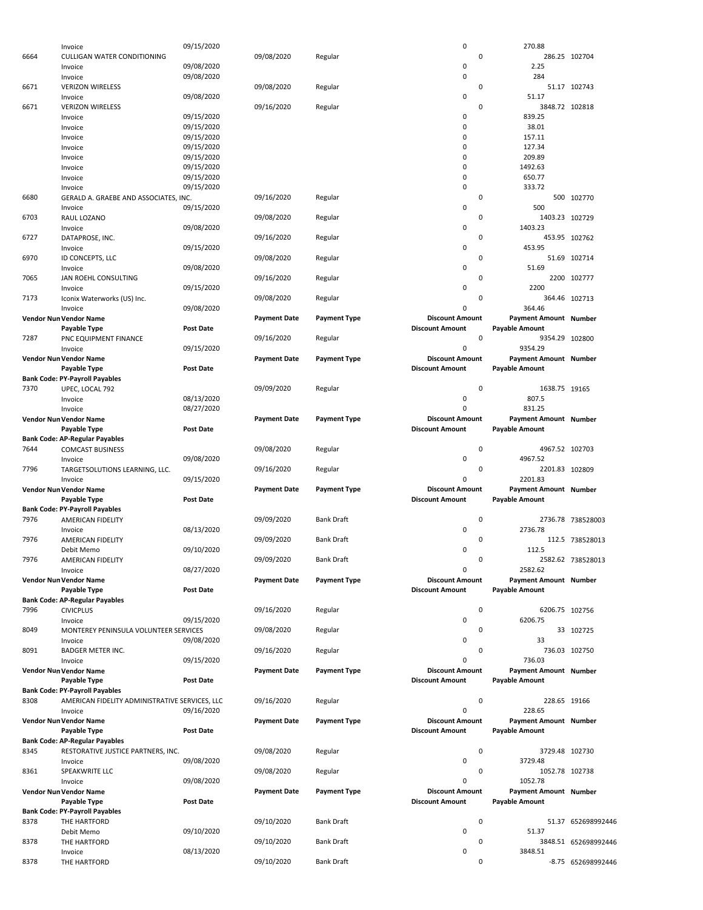| Vendor Number | Vendor Name | | Payment Date | Payment Type | Discount Amount | Payment Amount | Number |
|---|---|---|---|---|---|---|---|
| | Payable Type | Post Date | | | Discount Amount | Payable Amount | |
| | Invoice | 09/15/2020 | | | 0 | 270.88 | |
| 6664 | CULLIGAN WATER CONDITIONING | | 09/08/2020 | Regular | 0 | 286.25 | 102704 |
| | Invoice | 09/08/2020 | | | 0 | 2.25 | |
| | Invoice | 09/08/2020 | | | 0 | 284 | |
| 6671 | VERIZON WIRELESS | | 09/08/2020 | Regular | 0 | 51.17 | 102743 |
| | Invoice | 09/08/2020 | | | 0 | 51.17 | |
| 6671 | VERIZON WIRELESS | | 09/16/2020 | Regular | 0 | 3848.72 | 102818 |
| | Invoice | 09/15/2020 | | | 0 | 839.25 | |
| | Invoice | 09/15/2020 | | | 0 | 38.01 | |
| | Invoice | 09/15/2020 | | | 0 | 157.11 | |
| | Invoice | 09/15/2020 | | | 0 | 127.34 | |
| | Invoice | 09/15/2020 | | | 0 | 209.89 | |
| | Invoice | 09/15/2020 | | | 0 | 1492.63 | |
| | Invoice | 09/15/2020 | | | 0 | 650.77 | |
| | Invoice | 09/15/2020 | | | 0 | 333.72 | |
| 6680 | GERALD A. GRAEBE AND ASSOCIATES, INC. | | 09/16/2020 | Regular | 0 | 500 | 102770 |
| | Invoice | 09/15/2020 | | | 0 | 500 | |
| 6703 | RAUL LOZANO | | 09/08/2020 | Regular | 0 | 1403.23 | 102729 |
| | Invoice | 09/08/2020 | | | 0 | 1403.23 | |
| 6727 | DATAPROSE, INC. | | 09/16/2020 | Regular | 0 | 453.95 | 102762 |
| | Invoice | 09/15/2020 | | | 0 | 453.95 | |
| 6970 | ID CONCEPTS, LLC | | 09/08/2020 | Regular | 0 | 51.69 | 102714 |
| | Invoice | 09/08/2020 | | | 0 | 51.69 | |
| 7065 | JAN ROEHL CONSULTING | | 09/16/2020 | Regular | 0 | 2200 | 102777 |
| | Invoice | 09/15/2020 | | | 0 | 2200 | |
| 7173 | Iconix Waterworks (US) Inc. | | 09/08/2020 | Regular | 0 | 364.46 | 102713 |
| | Invoice | 09/08/2020 | | | 0 | 364.46 | |
| Vendor Number | Vendor Name | | Payment Date | Payment Type | Discount Amount | Payment Amount | Number |
| | Payable Type | Post Date | | | Discount Amount | Payable Amount | |
| 7287 | PNC EQUIPMENT FINANCE | | 09/16/2020 | Regular | 0 | 9354.29 | 102800 |
| | Invoice | 09/15/2020 | | | 0 | 9354.29 | |
| Vendor Number | Vendor Name | | Payment Date | Payment Type | Discount Amount | Payment Amount | Number |
| | Payable Type | Post Date | | | Discount Amount | Payable Amount | |
| Bank Code: PY-Payroll Payables | | | | | | | |
| 7370 | UPEC, LOCAL 792 | | 09/09/2020 | Regular | 0 | 1638.75 | 19165 |
| | Invoice | 08/13/2020 | | | 0 | 807.5 | |
| | Invoice | 08/27/2020 | | | 0 | 831.25 | |
| Vendor Number | Vendor Name | | Payment Date | Payment Type | Discount Amount | Payment Amount | Number |
| | Payable Type | Post Date | | | Discount Amount | Payable Amount | |
| Bank Code: AP-Regular Payables | | | | | | | |
| 7644 | COMCAST BUSINESS | | 09/08/2020 | Regular | 0 | 4967.52 | 102703 |
| | Invoice | 09/08/2020 | | | 0 | 4967.52 | |
| 7796 | TARGETSOLUTIONS LEARNING, LLC. | | 09/16/2020 | Regular | 0 | 2201.83 | 102809 |
| | Invoice | 09/15/2020 | | | 0 | 2201.83 | |
| Vendor Number | Vendor Name | | Payment Date | Payment Type | Discount Amount | Payment Amount | Number |
| | Payable Type | Post Date | | | Discount Amount | Payable Amount | |
| Bank Code: PY-Payroll Payables | | | | | | | |
| 7976 | AMERICAN FIDELITY | | 09/09/2020 | Bank Draft | 0 | 2736.78 | 738528003 |
| | Invoice | 08/13/2020 | | | 0 | 2736.78 | |
| 7976 | AMERICAN FIDELITY | | 09/09/2020 | Bank Draft | 0 | 112.5 | 738528013 |
| | Debit Memo | 09/10/2020 | | | 0 | 112.5 | |
| 7976 | AMERICAN FIDELITY | | 09/09/2020 | Bank Draft | 0 | 2582.62 | 738528013 |
| | Invoice | 08/27/2020 | | | 0 | 2582.62 | |
| Vendor Number | Vendor Name | | Payment Date | Payment Type | Discount Amount | Payment Amount | Number |
| | Payable Type | Post Date | | | Discount Amount | Payable Amount | |
| Bank Code: AP-Regular Payables | | | | | | | |
| 7996 | CIVICPLUS | | 09/16/2020 | Regular | 0 | 6206.75 | 102756 |
| | Invoice | 09/15/2020 | | | 0 | 6206.75 | |
| 8049 | MONTEREY PENINSULA VOLUNTEER SERVICES | | 09/08/2020 | Regular | 0 | 33 | 102725 |
| | Invoice | 09/08/2020 | | | 0 | 33 | |
| 8091 | BADGER METER INC. | | 09/16/2020 | Regular | 0 | 736.03 | 102750 |
| | Invoice | 09/15/2020 | | | 0 | 736.03 | |
| Vendor Number | Vendor Name | | Payment Date | Payment Type | Discount Amount | Payment Amount | Number |
| | Payable Type | Post Date | | | Discount Amount | Payable Amount | |
| Bank Code: PY-Payroll Payables | | | | | | | |
| 8308 | AMERICAN FIDELITY ADMINISTRATIVE SERVICES, LLC | | 09/16/2020 | Regular | 0 | 228.65 | 19166 |
| | Invoice | 09/16/2020 | | | 0 | 228.65 | |
| Vendor Number | Vendor Name | | Payment Date | Payment Type | Discount Amount | Payment Amount | Number |
| | Payable Type | Post Date | | | Discount Amount | Payable Amount | |
| Bank Code: AP-Regular Payables | | | | | | | |
| 8345 | RESTORATIVE JUSTICE PARTNERS, INC. | | 09/08/2020 | Regular | 0 | 3729.48 | 102730 |
| | Invoice | 09/08/2020 | | | 0 | 3729.48 | |
| 8361 | SPEAKWRITE LLC | | 09/08/2020 | Regular | 0 | 1052.78 | 102738 |
| | Invoice | 09/08/2020 | | | 0 | 1052.78 | |
| Vendor Number | Vendor Name | | Payment Date | Payment Type | Discount Amount | Payment Amount | Number |
| | Payable Type | Post Date | | | Discount Amount | Payable Amount | |
| Bank Code: PY-Payroll Payables | | | | | | | |
| 8378 | THE HARTFORD | | 09/10/2020 | Bank Draft | 0 | 51.37 | 652698992446 |
| | Debit Memo | 09/10/2020 | | | 0 | 51.37 | |
| 8378 | THE HARTFORD | | 09/10/2020 | Bank Draft | 0 | 3848.51 | 652698992446 |
| | Invoice | 08/13/2020 | | | 0 | 3848.51 | |
| 8378 | THE HARTFORD | | 09/10/2020 | Bank Draft | 0 | -8.75 | 652698992446 |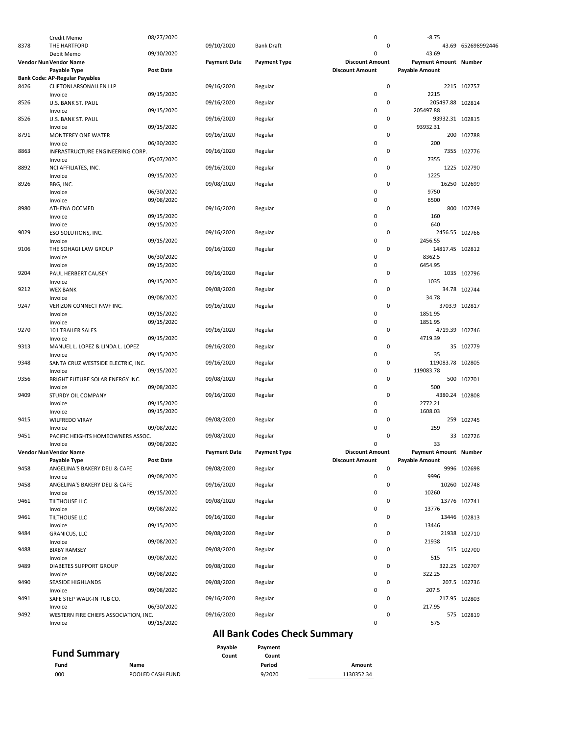| Vendor Number | Vendor Name | Post Date | Payment Date | Payment Type | Discount Amount | Payment Amount | Number |
|---|---|---|---|---|---|---|---|
| | Credit Memo | 08/27/2020 | | | 0 | -8.75 | |
| 8378 | THE HARTFORD | | 09/10/2020 | Bank Draft | 0 | 43.69 | 652698992446 |
| | Debit Memo | 09/10/2020 | | | 0 | 43.69 | |
| **Vendor Number** | **Vendor Name** | | **Payment Date** | **Payment Type** | **Discount Amount** | **Payment Amount** | **Number** |
| | **Payable Type** | **Post Date** | | | **Discount Amount** | **Payable Amount** | |
| **Bank Code: AP-Regular Payables** | | | | | | | |
| 8426 | CLIFTONLARSONALLEN LLP | | 09/16/2020 | Regular | 0 | 2215 | 102757 |
| | Invoice | 09/15/2020 | | | 0 | 2215 | |
| 8526 | U.S. BANK ST. PAUL | | 09/16/2020 | Regular | 0 | 205497.88 | 102814 |
| | Invoice | 09/15/2020 | | | 0 | 205497.88 | |
| 8526 | U.S. BANK ST. PAUL | | 09/16/2020 | Regular | 0 | 93932.31 | 102815 |
| | Invoice | 09/15/2020 | | | 0 | 93932.31 | |
| 8791 | MONTEREY ONE WATER | | 09/16/2020 | Regular | 0 | 200 | 102788 |
| | Invoice | 06/30/2020 | | | 0 | 200 | |
| 8863 | INFRASTRUCTURE ENGINEERING CORP. | | 09/16/2020 | Regular | 0 | 7355 | 102776 |
| | Invoice | 05/07/2020 | | | 0 | 7355 | |
| 8892 | NCI AFFILIATES, INC. | | 09/16/2020 | Regular | 0 | 1225 | 102790 |
| | Invoice | 09/15/2020 | | | 0 | 1225 | |
| 8926 | BBG, INC. | | 09/08/2020 | Regular | 0 | 16250 | 102699 |
| | Invoice | 06/30/2020 | | | 0 | 9750 | |
| | Invoice | 09/08/2020 | | | 0 | 6500 | |
| 8980 | ATHENA OCCMED | | 09/16/2020 | Regular | 0 | 800 | 102749 |
| | Invoice | 09/15/2020 | | | 0 | 160 | |
| | Invoice | 09/15/2020 | | | 0 | 640 | |
| 9029 | ESO SOLUTIONS, INC. | | 09/16/2020 | Regular | 0 | 2456.55 | 102766 |
| | Invoice | 09/15/2020 | | | 0 | 2456.55 | |
| 9106 | THE SOHAGI LAW GROUP | | 09/16/2020 | Regular | 0 | 14817.45 | 102812 |
| | Invoice | 06/30/2020 | | | 0 | 8362.5 | |
| | Invoice | 09/15/2020 | | | 0 | 6454.95 | |
| 9204 | PAUL HERBERT CAUSEY | | 09/16/2020 | Regular | 0 | 1035 | 102796 |
| | Invoice | 09/15/2020 | | | 0 | 1035 | |
| 9212 | WEX BANK | | 09/08/2020 | Regular | 0 | 34.78 | 102744 |
| | Invoice | 09/08/2020 | | | 0 | 34.78 | |
| 9247 | VERIZON CONNECT NWF INC. | | 09/16/2020 | Regular | 0 | 3703.9 | 102817 |
| | Invoice | 09/15/2020 | | | 0 | 1851.95 | |
| | Invoice | 09/15/2020 | | | 0 | 1851.95 | |
| 9270 | 101 TRAILER SALES | | 09/16/2020 | Regular | 0 | 4719.39 | 102746 |
| | Invoice | 09/15/2020 | | | 0 | 4719.39 | |
| 9313 | MANUEL L. LOPEZ & LINDA L. LOPEZ | | 09/16/2020 | Regular | 0 | 35 | 102779 |
| | Invoice | 09/15/2020 | | | 0 | 35 | |
| 9348 | SANTA CRUZ WESTSIDE ELECTRIC, INC. | | 09/16/2020 | Regular | 0 | 119083.78 | 102805 |
| | Invoice | 09/15/2020 | | | 0 | 119083.78 | |
| 9356 | BRIGHT FUTURE SOLAR ENERGY INC. | | 09/08/2020 | Regular | 0 | 500 | 102701 |
| | Invoice | 09/08/2020 | | | 0 | 500 | |
| 9409 | STURDY OIL COMPANY | | 09/16/2020 | Regular | 0 | 4380.24 | 102808 |
| | Invoice | 09/15/2020 | | | 0 | 2772.21 | |
| | Invoice | 09/15/2020 | | | 0 | 1608.03 | |
| 9415 | WILFREDO VIRAY | | 09/08/2020 | Regular | 0 | 259 | 102745 |
| | Invoice | 09/08/2020 | | | 0 | 259 | |
| 9451 | PACIFIC HEIGHTS HOMEOWNERS ASSOC. | | 09/08/2020 | Regular | 0 | 33 | 102726 |
| | Invoice | 09/08/2020 | | | 0 | 33 | |
| **Vendor Number** | **Vendor Name** | | **Payment Date** | **Payment Type** | **Discount Amount** | **Payment Amount** | **Number** |
| | **Payable Type** | **Post Date** | | | **Discount Amount** | **Payable Amount** | |
| 9458 | ANGELINA'S BAKERY DELI & CAFE | | 09/08/2020 | Regular | 0 | 9996 | 102698 |
| | Invoice | 09/08/2020 | | | 0 | 9996 | |
| 9458 | ANGELINA'S BAKERY DELI & CAFE | | 09/16/2020 | Regular | 0 | 10260 | 102748 |
| | Invoice | 09/15/2020 | | | 0 | 10260 | |
| 9461 | TILTHOUSE LLC | | 09/08/2020 | Regular | 0 | 13776 | 102741 |
| | Invoice | 09/08/2020 | | | 0 | 13776 | |
| 9461 | TILTHOUSE LLC | | 09/16/2020 | Regular | 0 | 13446 | 102813 |
| | Invoice | 09/15/2020 | | | 0 | 13446 | |
| 9484 | GRANICUS, LLC | | 09/08/2020 | Regular | 0 | 21938 | 102710 |
| | Invoice | 09/08/2020 | | | 0 | 21938 | |
| 9488 | BIXBY RAMSEY | | 09/08/2020 | Regular | 0 | 515 | 102700 |
| | Invoice | 09/08/2020 | | | 0 | 515 | |
| 9489 | DIABETES SUPPORT GROUP | | 09/08/2020 | Regular | 0 | 322.25 | 102707 |
| | Invoice | 09/08/2020 | | | 0 | 322.25 | |
| 9490 | SEASIDE HIGHLANDS | | 09/08/2020 | Regular | 0 | 207.5 | 102736 |
| | Invoice | 09/08/2020 | | | 0 | 207.5 | |
| 9491 | SAFE STEP WALK-IN TUB CO. | | 09/16/2020 | Regular | 0 | 217.95 | 102803 |
| | Invoice | 06/30/2020 | | | 0 | 217.95 | |
| 9492 | WESTERN FIRE CHIEFS ASSOCIATION, INC. | | 09/16/2020 | Regular | 0 | 575 | 102819 |
| | Invoice | 09/15/2020 | | | 0 | 575 | |

## All Bank Codes Check Summary

| | Payable Count | Payment Count |
|---|---|---|

## Fund Summary

| Fund | Name | Period | Amount |
|---|---|---|---|
| 000 | POOLED CASH FUND | 9/2020 | 1130352.34 |